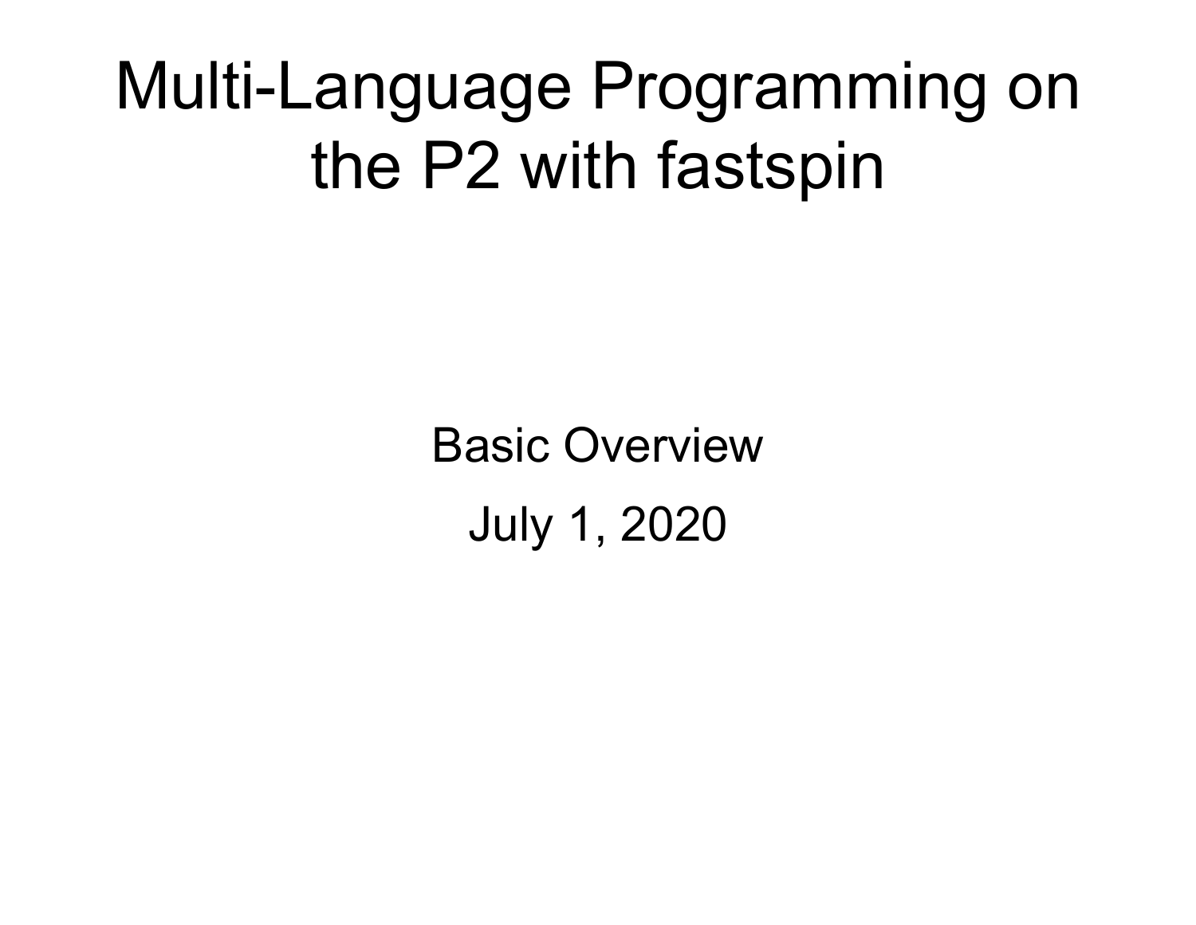# Multi-Language Programming on the P2 with fastspin

Basic Overview

July 1, 2020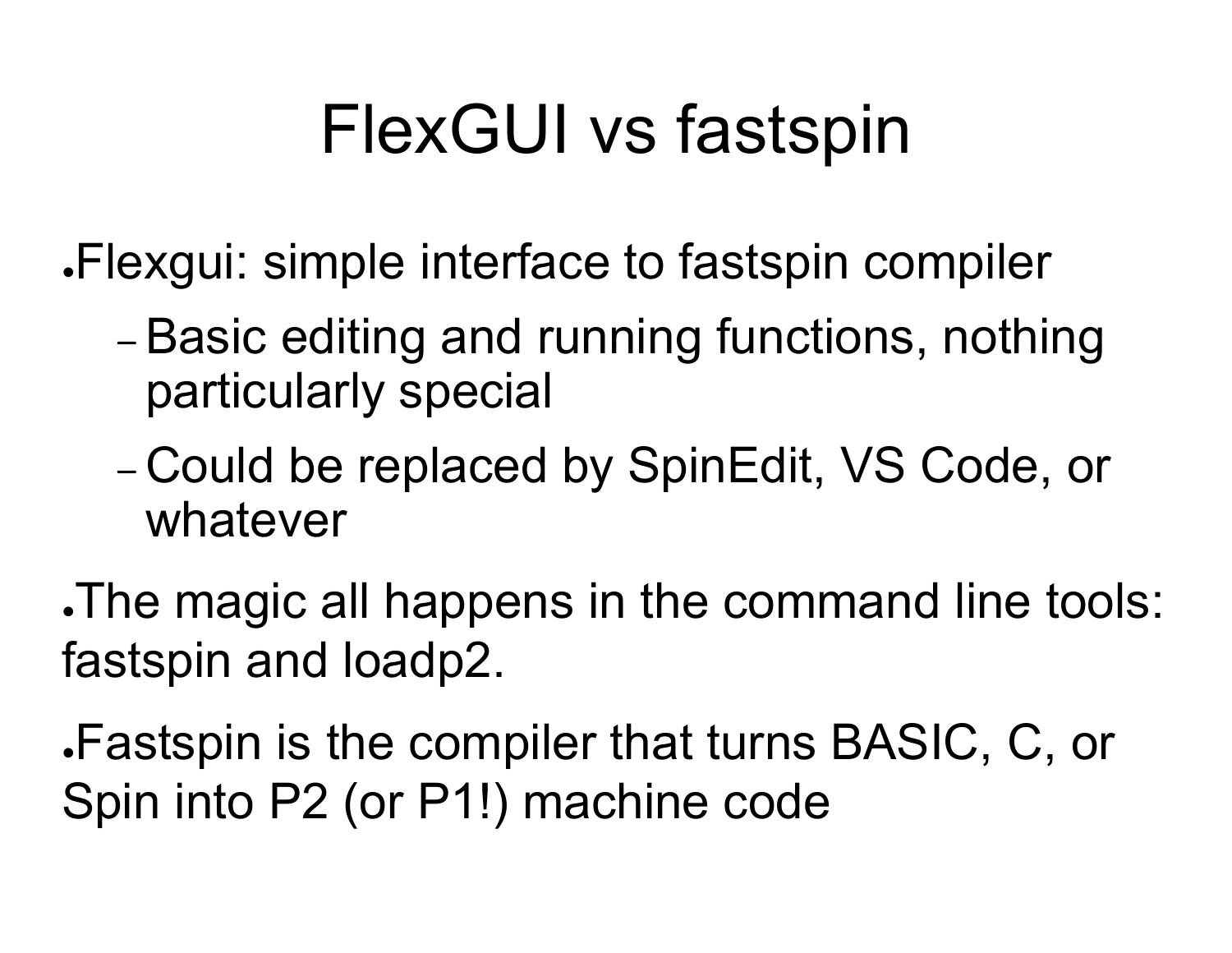# FlexGUI vs fastspin

- Flexgui: simple interface to fastspin compiler
  - Basic editing and running functions, nothing particularly special
  - Could be replaced by SpinEdit, VS Code, or whatever
- The magic all happens in the command line tools: fastspin and loadp2.
- Fastspin is the compiler that turns BASIC, C, or Spin into P2 (or P1!) machine code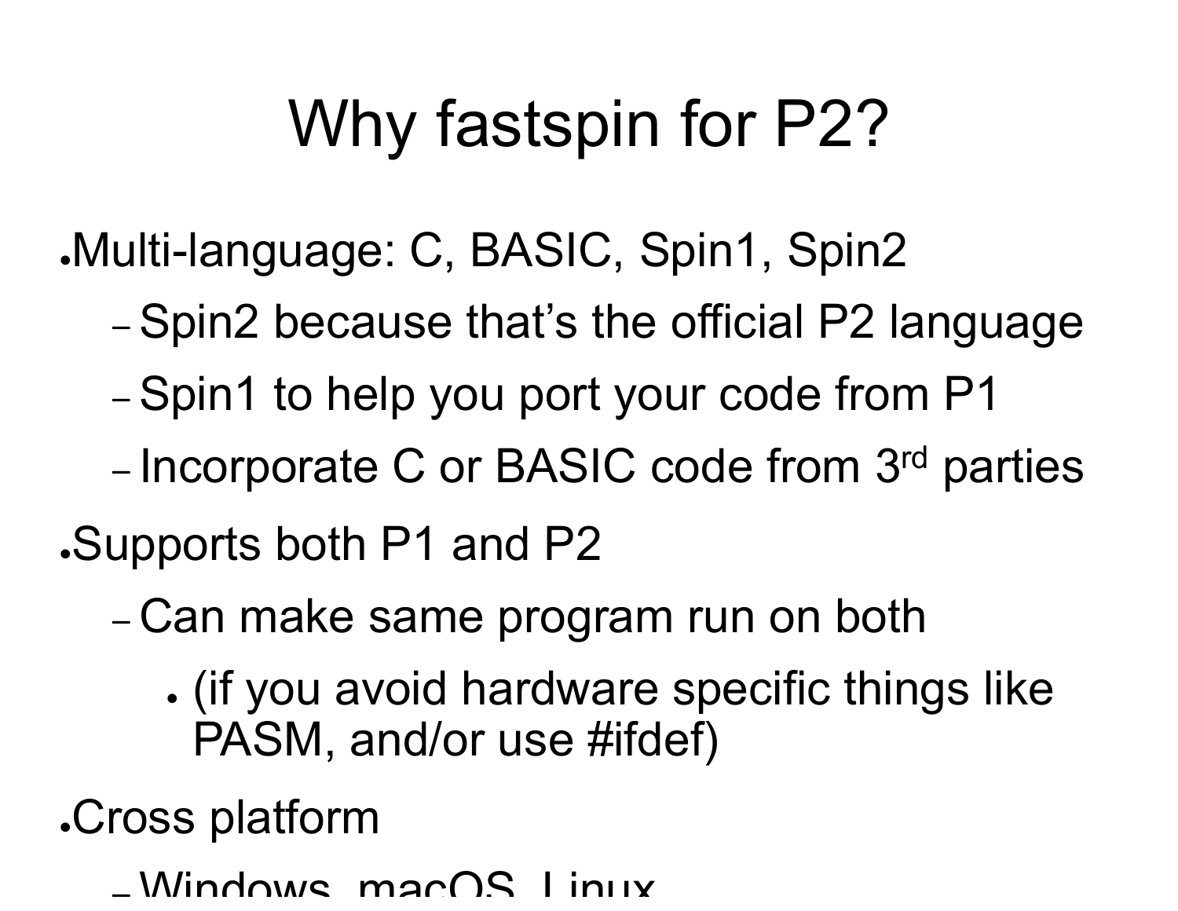# Why fastspin for P2?

- Multi-language: C, BASIC, Spin1, Spin2
  - Spin2 because that's the official P2 language
  - Spin1 to help you port your code from P1
  - Incorporate C or BASIC code from 3rd parties
- Supports both P1 and P2
  - Can make same program run on both
    - (if you avoid hardware specific things like PASM, and/or use #ifdef)
- Cross platform
  - Windows, macOS, Linux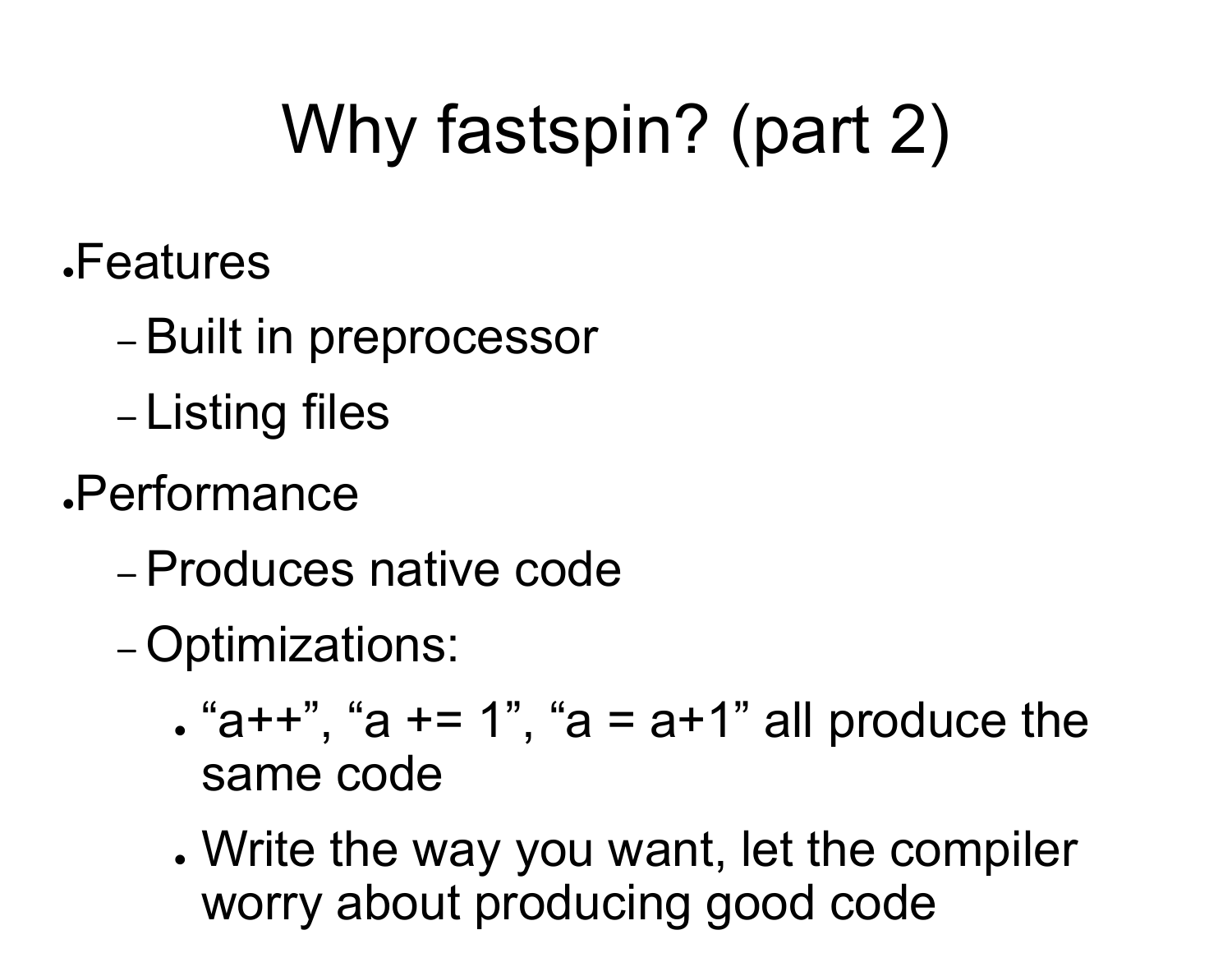# Why fastspin? (part 2)

- Features
  - Built in preprocessor
  - Listing files
- Performance
  - Produces native code
  - Optimizations:
    - “a++”, “a += 1”, “a = a+1” all produce the same code
    - Write the way you want, let the compiler worry about producing good code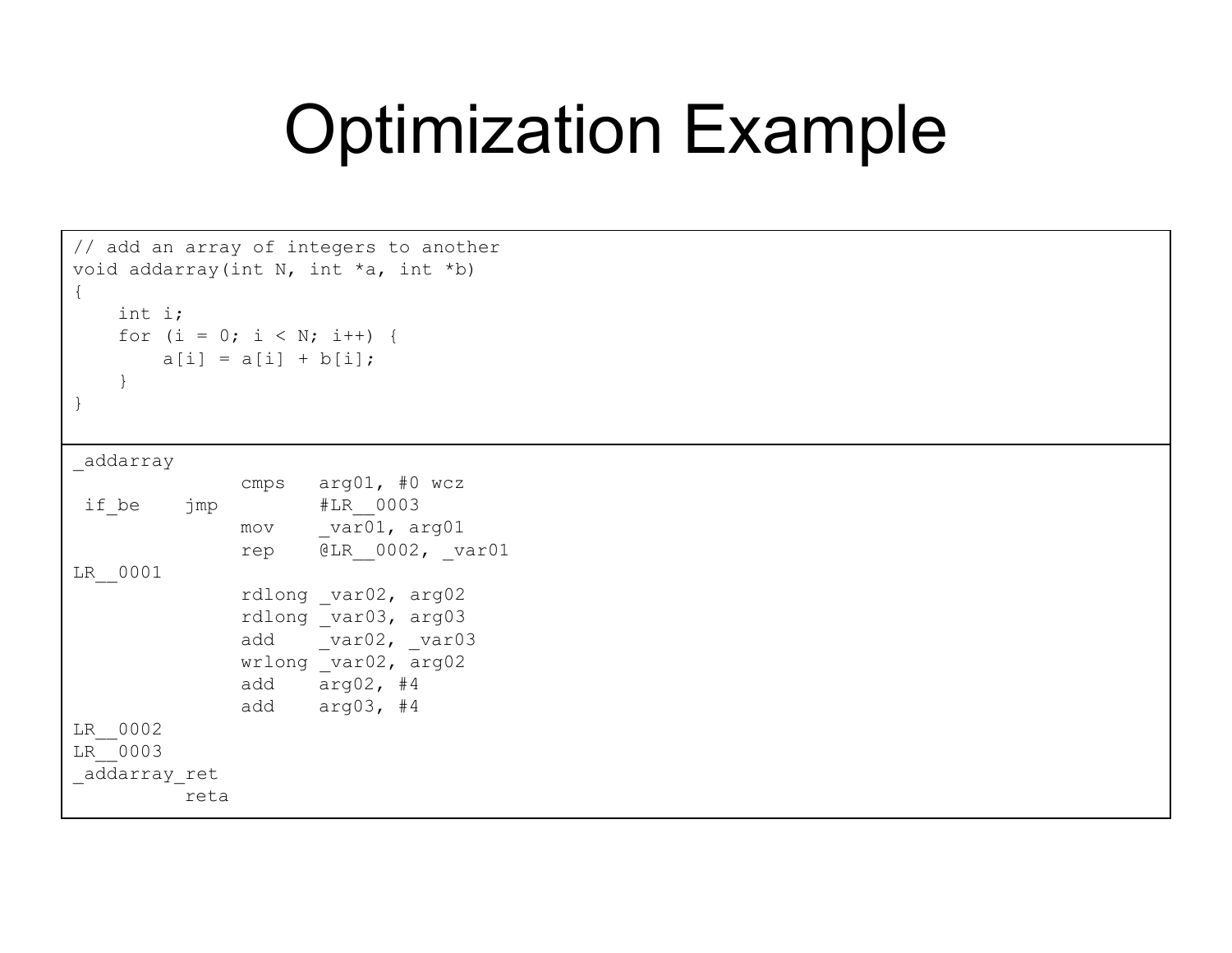# Optimization Example

```c
// add an array of integers to another
void addarray(int N, int *a, int *b)
{
    int i;
    for (i = 0; i < N; i++) {
        a[i] = a[i] + b[i];
    }
}
```

```
_addarray
               cmps   arg01, #0 wcz
 if_be    jmp         #LR__0003
               mov    _var01, arg01
               rep    @LR__0002, _var01
LR__0001
               rdlong _var02, arg02
               rdlong _var03, arg03
               add    _var02, _var03
               wrlong _var02, arg02
               add    arg02, #4
               add    arg03, #4
LR__0002
LR__0003
_addarray_ret
          reta
```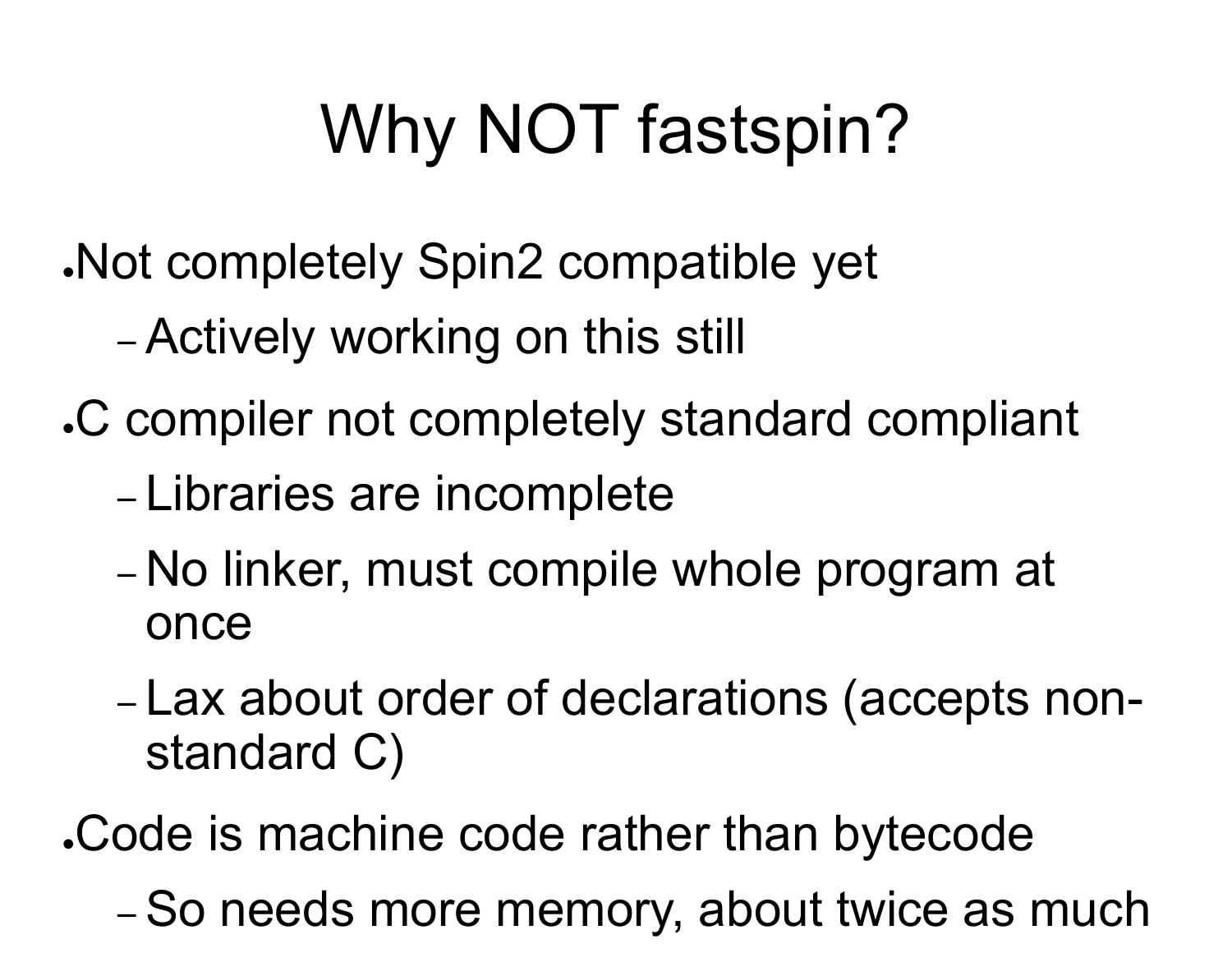# Why NOT fastspin?

- Not completely Spin2 compatible yet
  - Actively working on this still
- C compiler not completely standard compliant
  - Libraries are incomplete
  - No linker, must compile whole program at once
  - Lax about order of declarations (accepts non-standard C)
- Code is machine code rather than bytecode
  - So needs more memory, about twice as much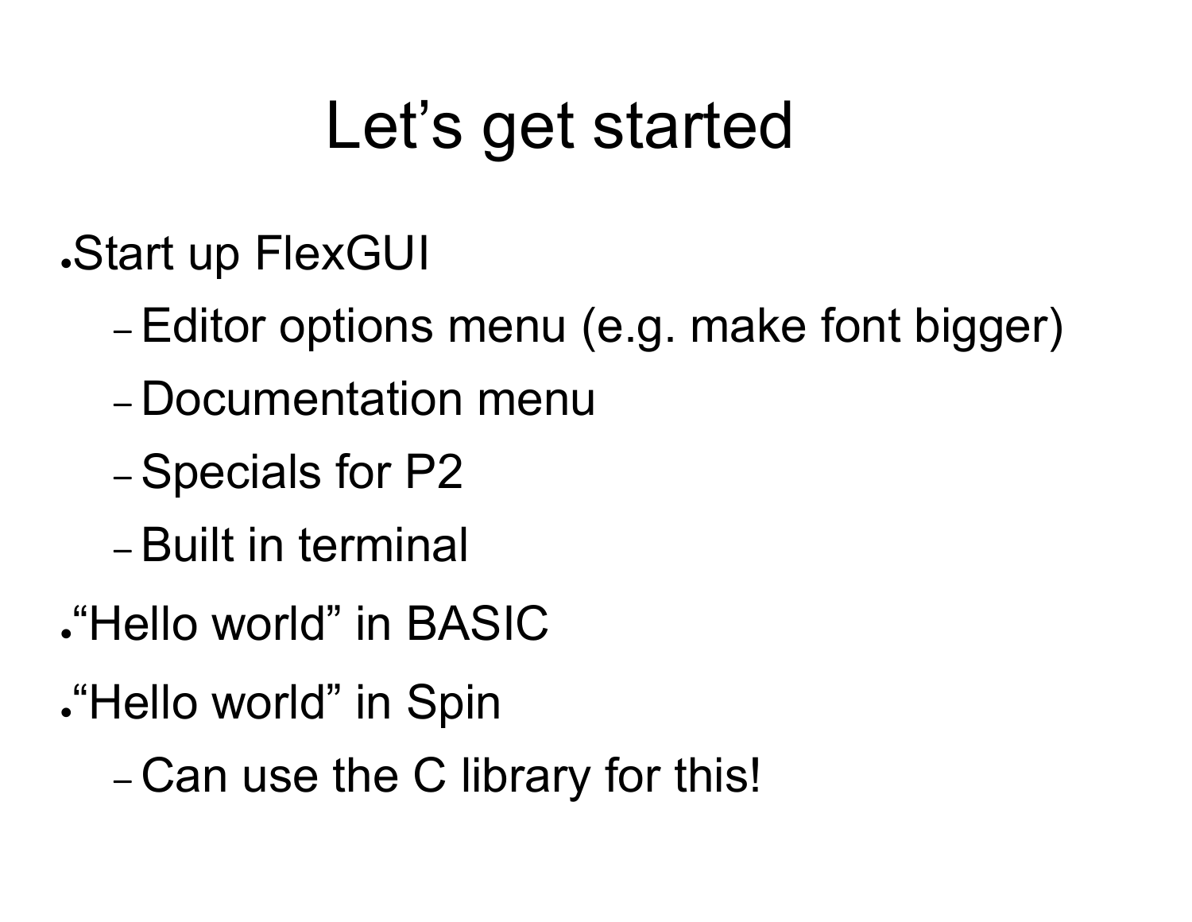# Let’s get started

- Start up FlexGUI
  - Editor options menu (e.g. make font bigger)
  - Documentation menu
  - Specials for P2
  - Built in terminal
- “Hello world” in BASIC
- “Hello world” in Spin
  - Can use the C library for this!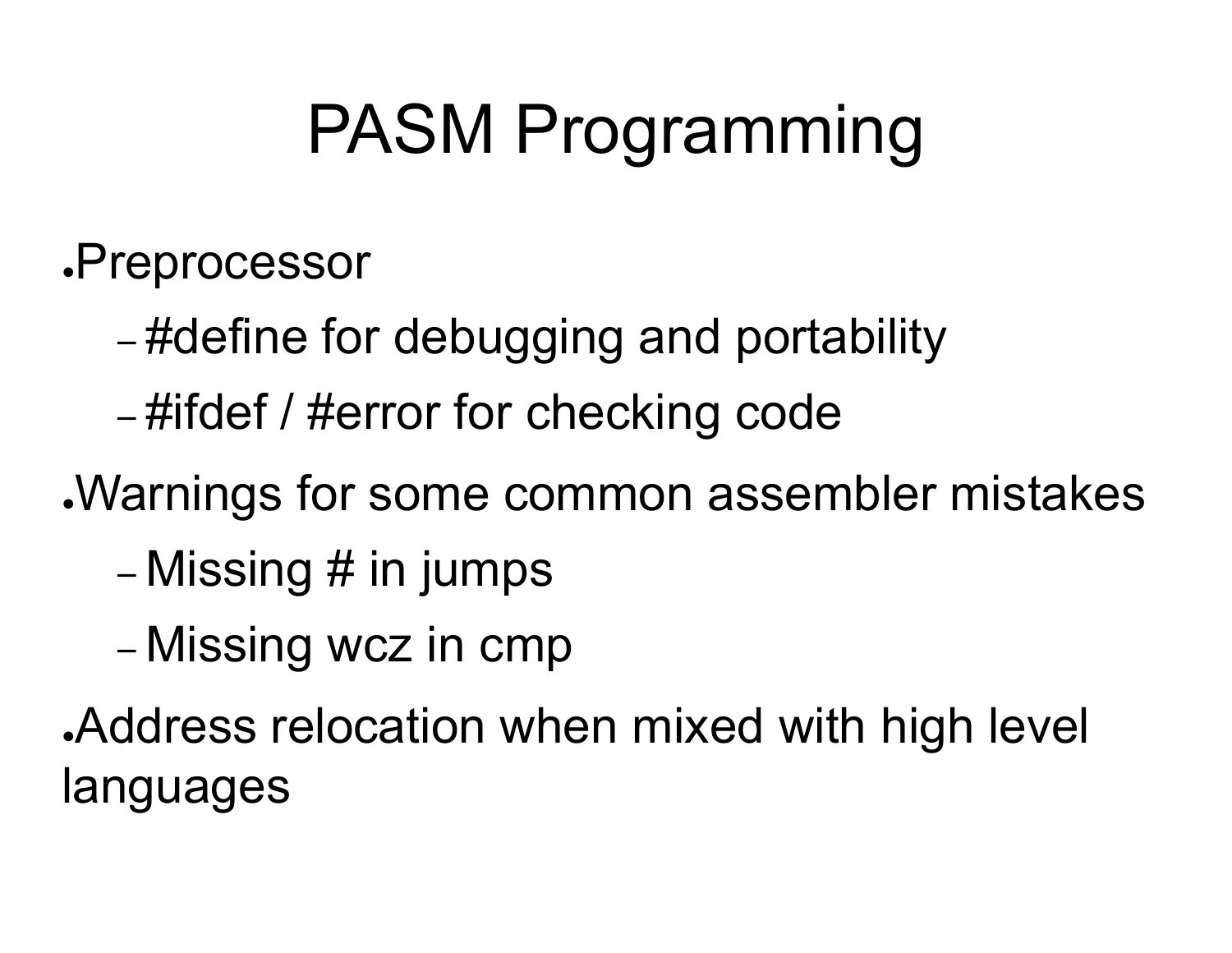# PASM Programming

- Preprocessor
  - #define for debugging and portability
  - #ifdef / #error for checking code
- Warnings for some common assembler mistakes
  - Missing # in jumps
  - Missing wcz in cmp
- Address relocation when mixed with high level languages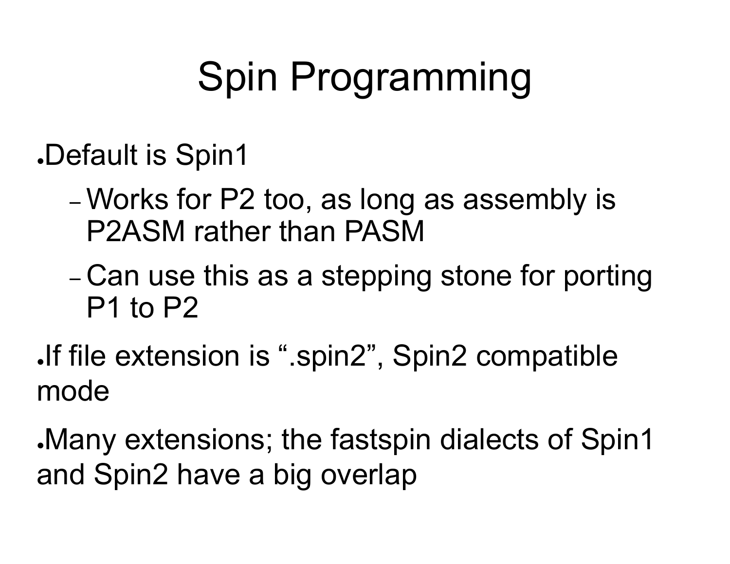# Spin Programming

- Default is Spin1
  - Works for P2 too, as long as assembly is P2ASM rather than PASM
  - Can use this as a stepping stone for porting P1 to P2
- If file extension is ".spin2", Spin2 compatible mode
- Many extensions; the fastspin dialects of Spin1 and Spin2 have a big overlap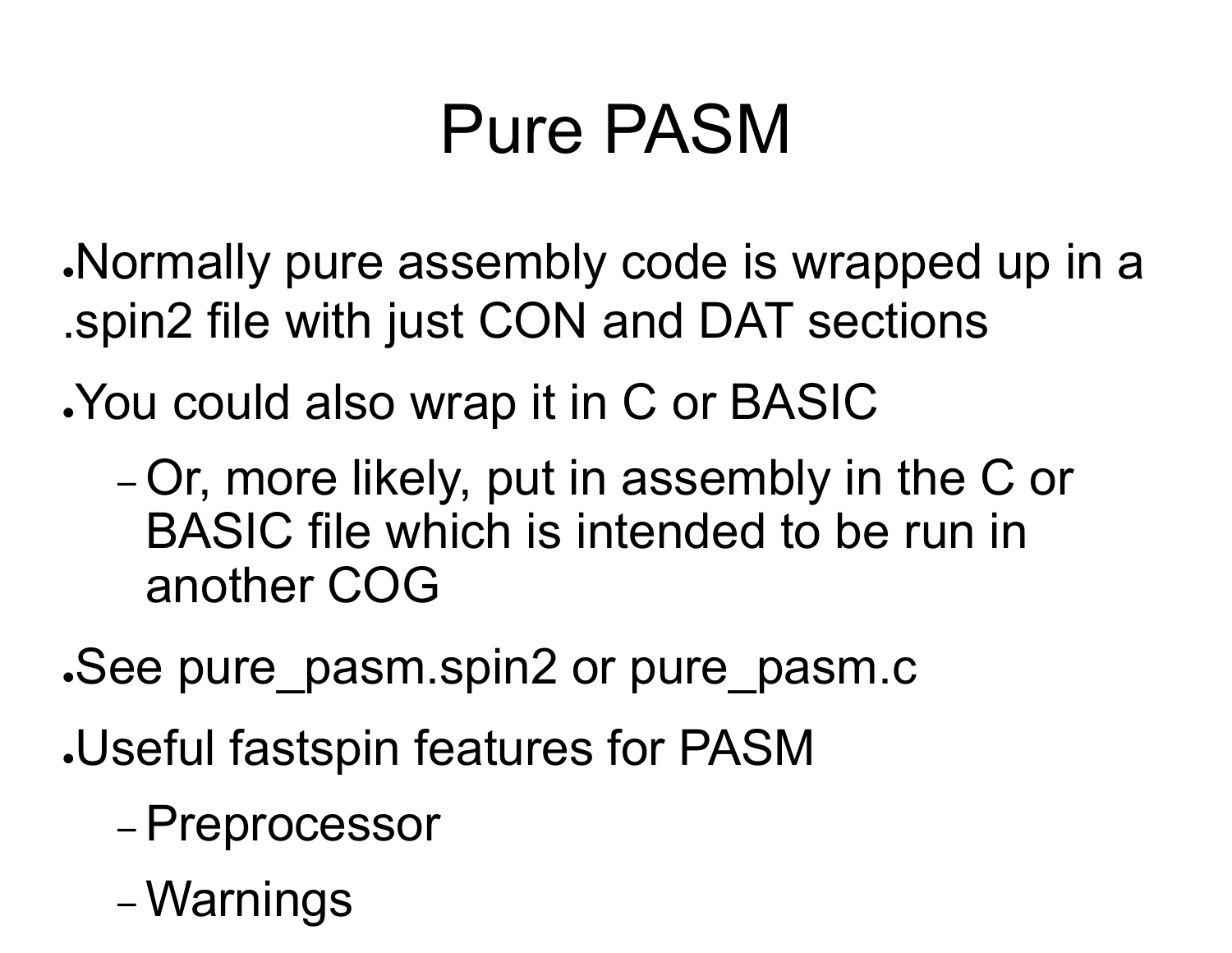# Pure PASM

- Normally pure assembly code is wrapped up in a .spin2 file with just CON and DAT sections
- You could also wrap it in C or BASIC
  - Or, more likely, put in assembly in the C or BASIC file which is intended to be run in another COG
- See pure_pasm.spin2 or pure_pasm.c
- Useful fastspin features for PASM
  - Preprocessor
  - Warnings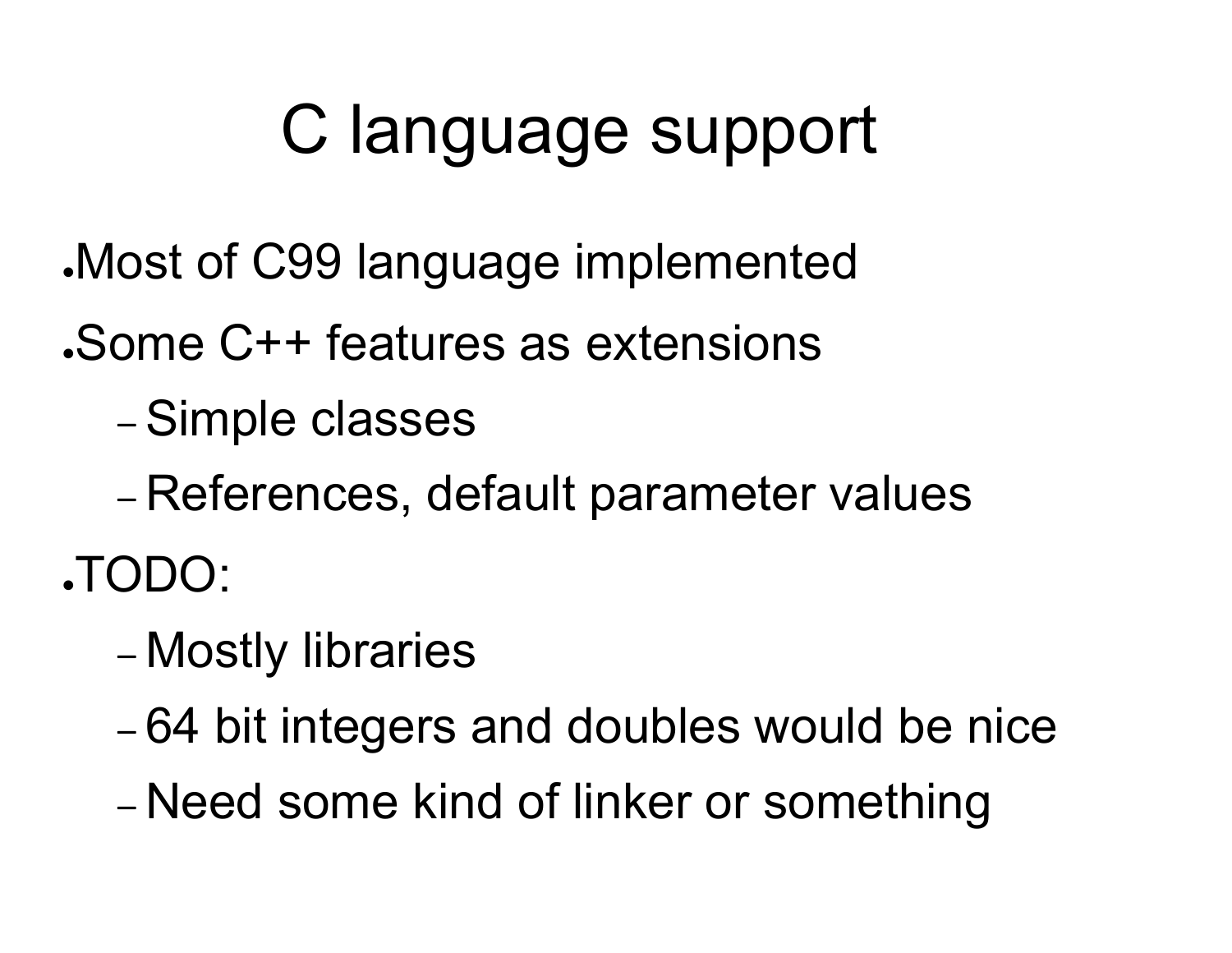# C language support

- Most of C99 language implemented
- Some C++ features as extensions
  - Simple classes
  - References, default parameter values
- TODO:
  - Mostly libraries
  - 64 bit integers and doubles would be nice
  - Need some kind of linker or something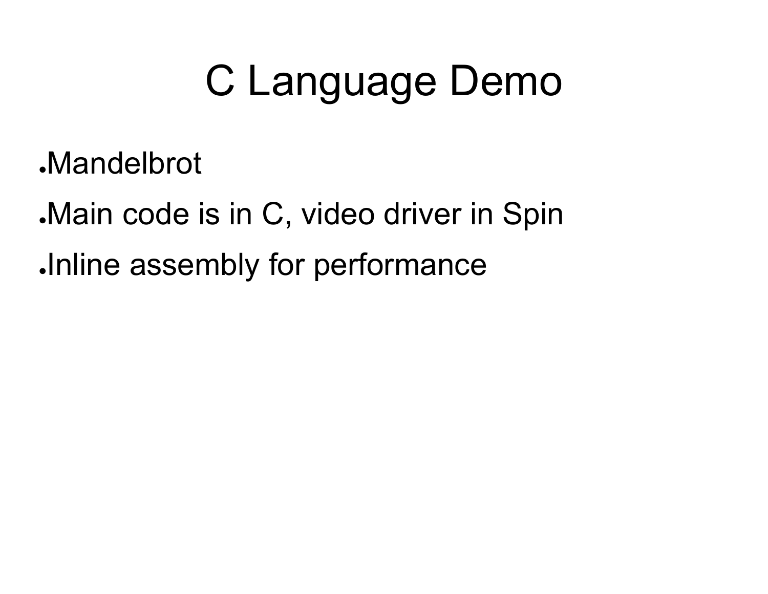# C Language Demo

- Mandelbrot
- Main code is in C, video driver in Spin
- Inline assembly for performance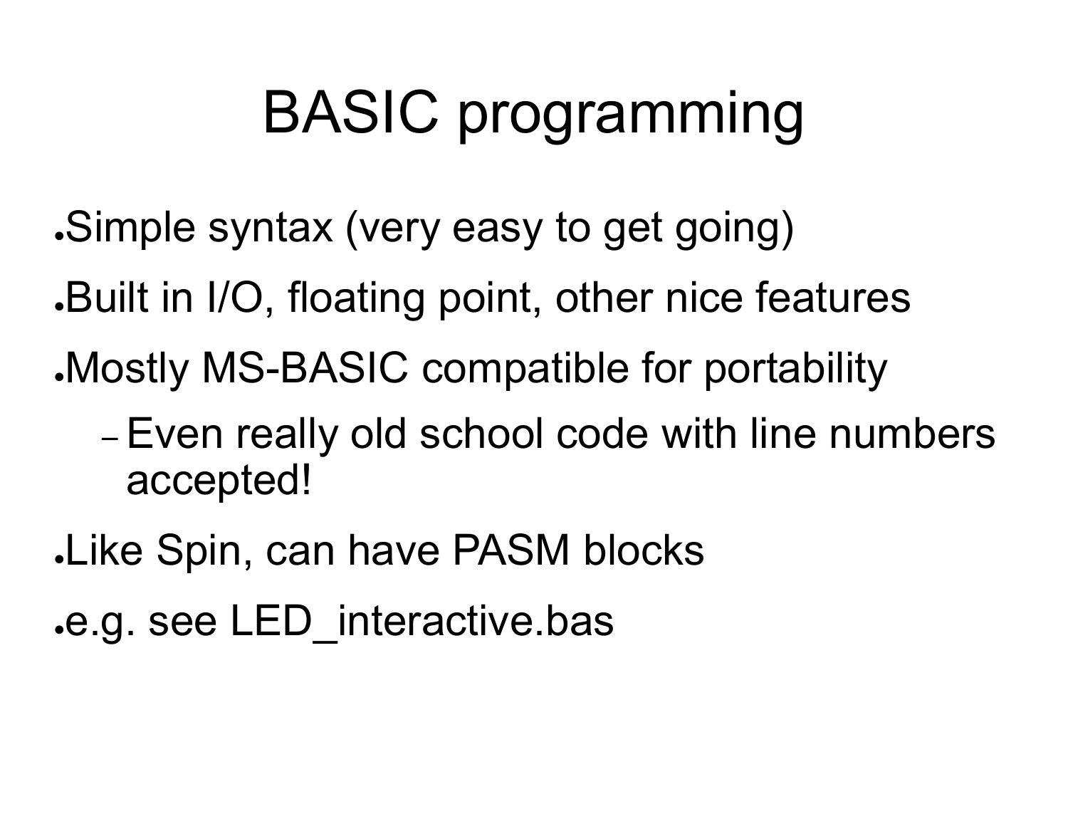# BASIC programming

- Simple syntax (very easy to get going)
- Built in I/O, floating point, other nice features
- Mostly MS-BASIC compatible for portability
  - Even really old school code with line numbers accepted!
- Like Spin, can have PASM blocks
- e.g. see LED_interactive.bas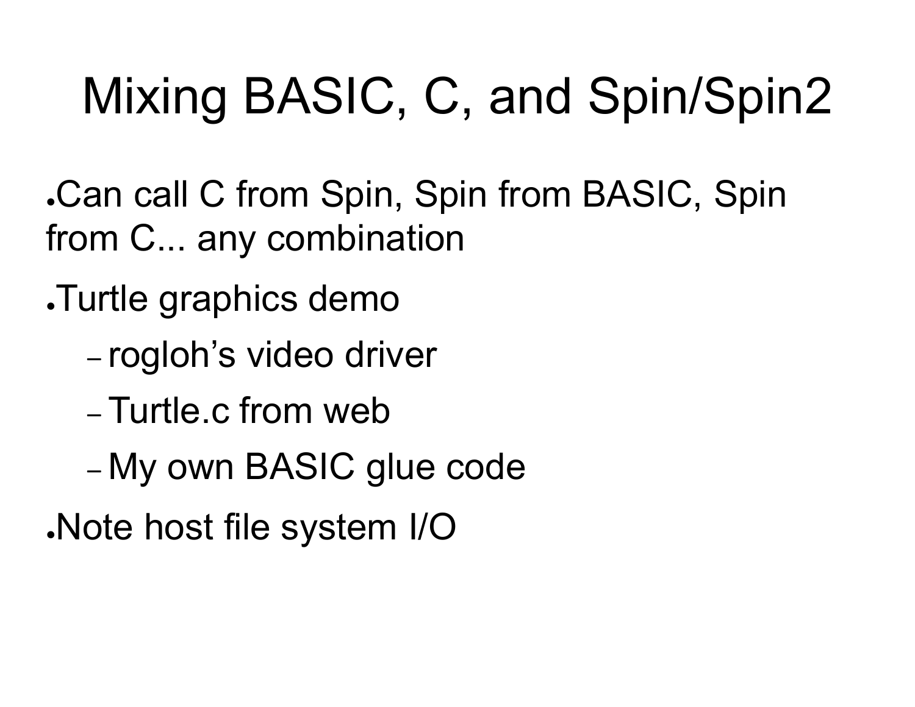# Mixing BASIC, C, and Spin/Spin2

- Can call C from Spin, Spin from BASIC, Spin from C... any combination
- Turtle graphics demo
  - rogloh’s video driver
  - Turtle.c from web
  - My own BASIC glue code
- Note host file system I/O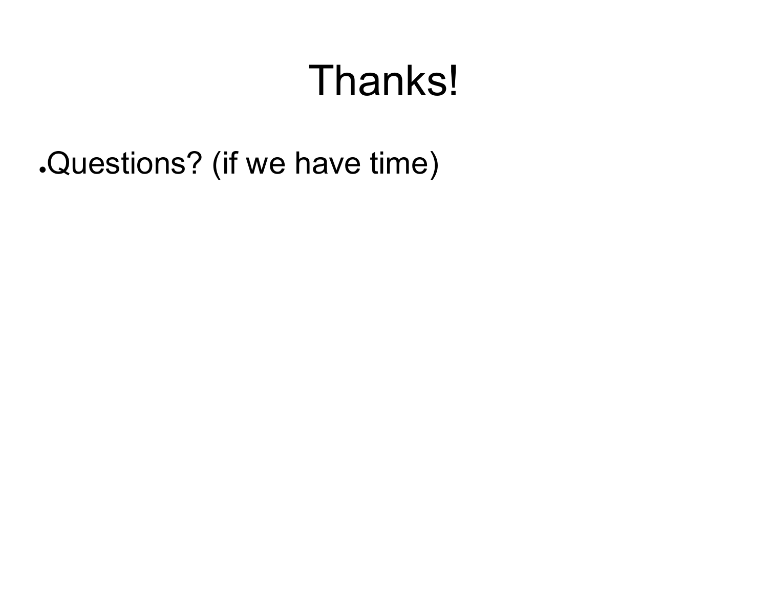# Thanks!

- Questions? (if we have time)